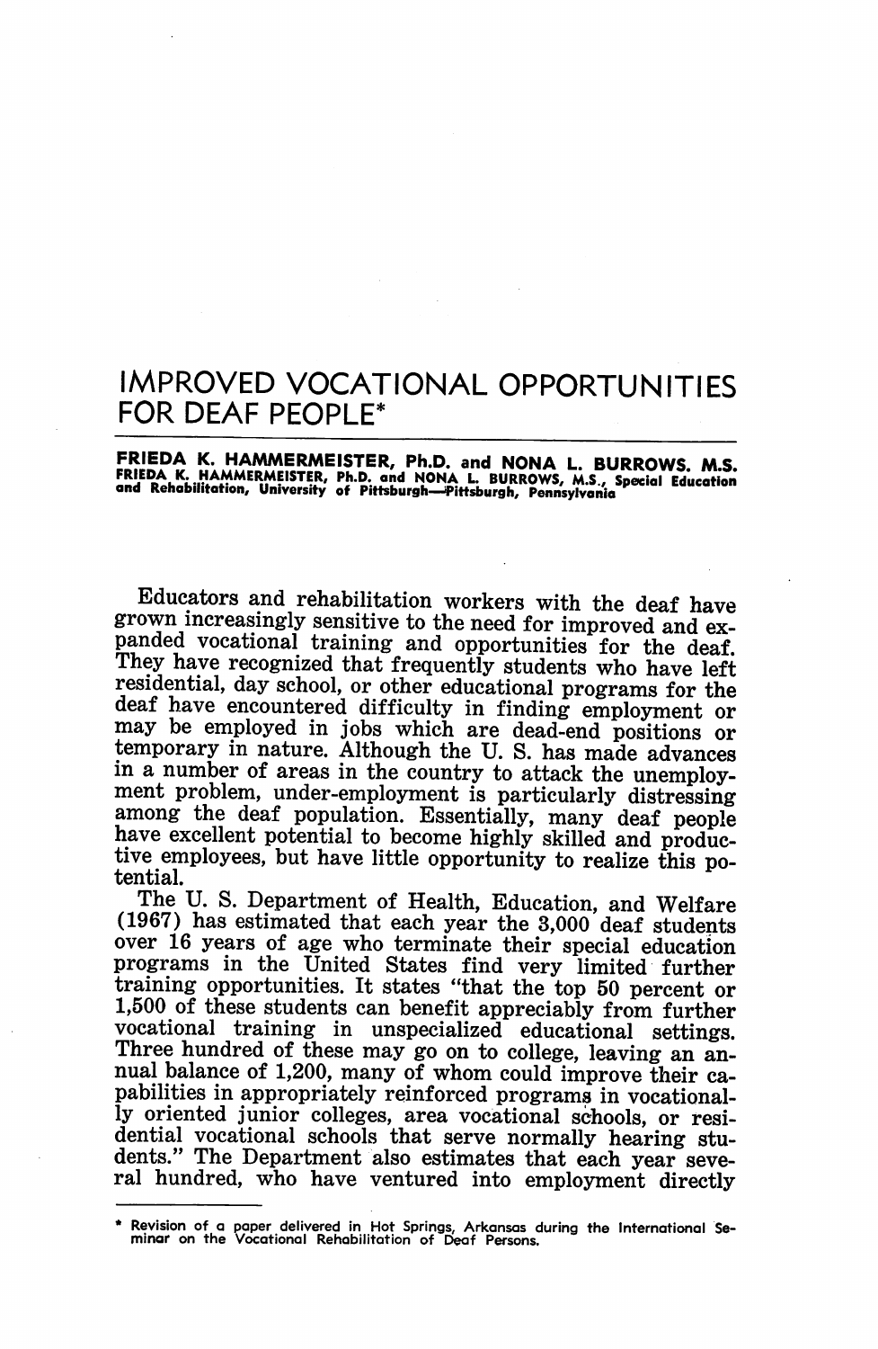# IMPROVED VOCATIONAL OPPORTUNITIES FOR DEAF PEOPLE*

**FRIEDA K. HAMMERMEISTER, Ph.D. and NONA L. BURROWS, M.S.**

FRIEDA K. HAMMERMEISTER, Ph.D. and NONA L. BURROWS, M.S., Special Education and Rehabilitation, University of Pittsburgh—Pittsburgh, Pennsylvania

Educators and rehabilitation workers with the deaf have grown increasingly sensitive to the need for improved and expanded vocational training and opportunities for the deaf. They have recognized that frequently students who have left residential, day school, or other educational programs for the deaf have encountered difficulty in finding employment or may be employed in jobs which are dead-end positions or temporary in nature. Although the U. S. has made advances in a number of areas in the country to attack the unemployment problem, under-employment is particularly distressing among the deaf population. Essentially, many deaf people have excellent potential to become highly skilled and productive employees, but have little opportunity to realize this potential.

The U. S. Department of Health, Education, and Welfare (1967) has estimated that each year the 3,000 deaf students over 16 years of age who terminate their special education programs in the United States find very limited further training opportunities. It states "that the top 50 percent or 1,500 of these students can benefit appreciably from further vocational training in unspecialized educational settings. Three hundred of these may go on to college, leaving an annual balance of 1,200, many of whom could improve their capabilities in appropriately reinforced programs in vocationally oriented junior colleges, area vocational schools, or residential vocational schools that serve normally hearing students." The Department also estimates that each year several hundred, who have ventured into employment directly

\* Revision of a paper delivered in Hot Springs, Arkansas during the International Seminar on the Vocational Rehabilitation of Deaf Persons.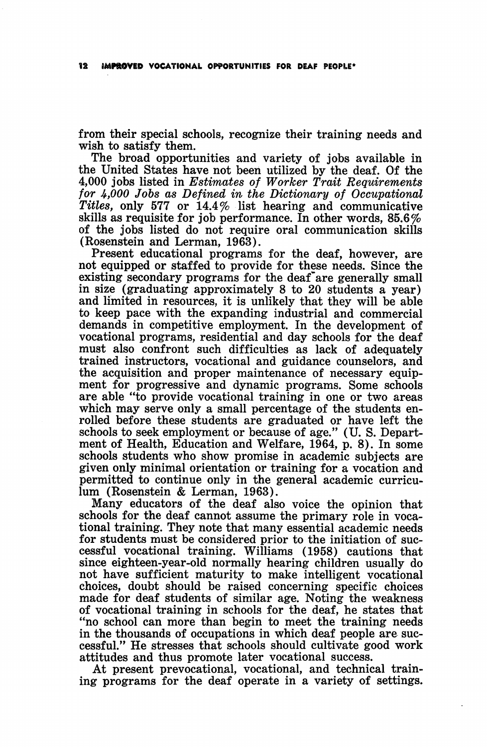from their special schools, recognize their training needs and wish to satisfy them.

The broad opportunities and variety of jobs available in the United States have not been utilized by the deaf. Of the 4,000 jobs listed in *Estimates of Worker Trait Requirements for 4,000 Jobs as Defined in the Dictionary of Occupational Titles*, only 577 or 14.4% list hearing and communicative skills as requisite for job performance. In other words, 85.6% of the jobs listed do not require oral communication skills (Rosenstein and Lerman, 1963).

Present educational programs for the deaf, however, are not equipped or staffed to provide for these needs. Since the existing secondary programs for the deaf are generally small in size (graduating approximately 8 to 20 students a year) and limited in resources, it is unlikely that they will be able to keep pace with the expanding industrial and commercial demands in competitive employment. In the development of vocational programs, residential and day schools for the deaf must also confront such difficulties as lack of adequately trained instructors, vocational and guidance counselors, and the acquisition and proper maintenance of necessary equipment for progressive and dynamic programs. Some schools are able "to provide vocational training in one or two areas which may serve only a small percentage of the students enrolled before these students are graduated or have left the schools to seek employment or because of age." (U. S. Department of Health, Education and Welfare, 1964, p. 8). In some schools students who show promise in academic subjects are given only minimal orientation or training for a vocation and permitted to continue only in the general academic curriculum (Rosenstein & Lerman, 1963).

Many educators of the deaf also voice the opinion that schools for the deaf cannot assume the primary role in vocational training. They note that many essential academic needs for students must be considered prior to the initiation of successful vocational training. Williams (1958) cautions that since eighteen-year-old normally hearing children usually do not have sufficient maturity to make intelligent vocational choices, doubt should be raised concerning specific choices made for deaf students of similar age. Noting the weakness of vocational training in schools for the deaf, he states that "no school can more than begin to meet the training needs in the thousands of occupations in which deaf people are successful." He stresses that schools should cultivate good work attitudes and thus promote later vocational success.

At present prevocational, vocational, and technical training programs for the deaf operate in a variety of settings.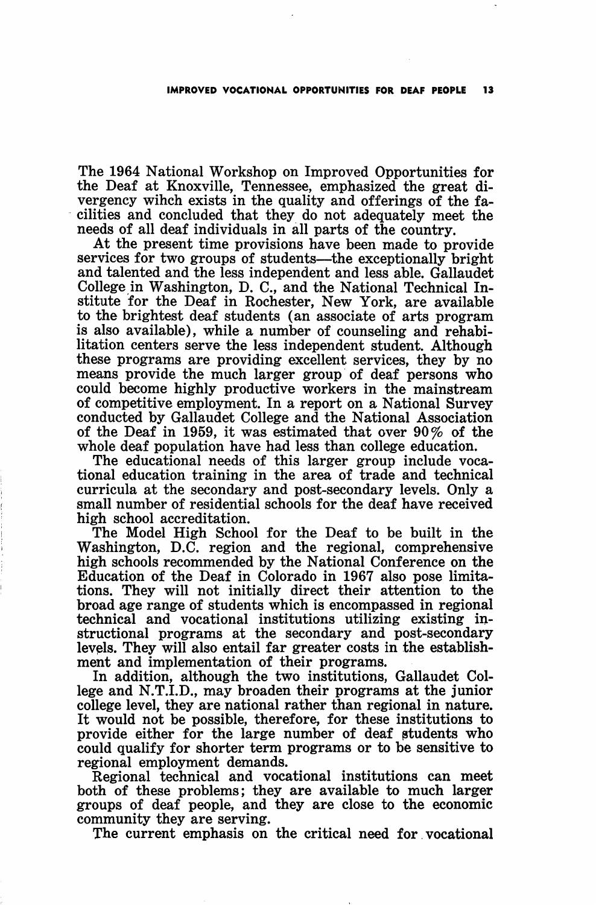The 1964 National Workshop on Improved Opportunities for the Deaf at Knoxville, Tennessee, emphasized the great divergency wihch exists in the quality and offerings of the facilities and concluded that they do not adequately meet the needs of all deaf individuals in all parts of the country.

At the present time provisions have been made to provide services for two groups of students—the exceptionally bright and talented and the less independent and less able. Gallaudet College in Washington, D. C., and the National Technical Institute for the Deaf in Rochester, New York, are available to the brightest deaf students (an associate of arts program is also available), while a number of counseling and rehabilitation centers serve the less independent student. Although these programs are providing excellent services, they by no means provide the much larger group of deaf persons who could become highly productive workers in the mainstream of competitive employment. In a report on a National Survey conducted by Gallaudet College and the National Association of the Deaf in 1959, it was estimated that over 90% of the whole deaf population have had less than college education.

The educational needs of this larger group include vocational education training in the area of trade and technical curricula at the secondary and post-secondary levels. Only a small number of residential schools for the deaf have received high school accreditation.

The Model High School for the Deaf to be built in the Washington, D.C. region and the regional, comprehensive high schools recommended by the National Conference on the Education of the Deaf in Colorado in 1967 also pose limitations. They will not initially direct their attention to the broad age range of students which is encompassed in regional technical and vocational institutions utilizing existing instructional programs at the secondary and post-secondary levels. They will also entail far greater costs in the establishment and implementation of their programs.

In addition, although the two institutions, Gallaudet College and N.T.I.D., may broaden their programs at the junior college level, they are national rather than regional in nature. It would not be possible, therefore, for these institutions to provide either for the large number of deaf students who could qualify for shorter term programs or to be sensitive to regional employment demands.

Regional technical and vocational institutions can meet both of these problems; they are available to much larger groups of deaf people, and they are close to the economic community they are serving.

The current emphasis on the critical need for vocational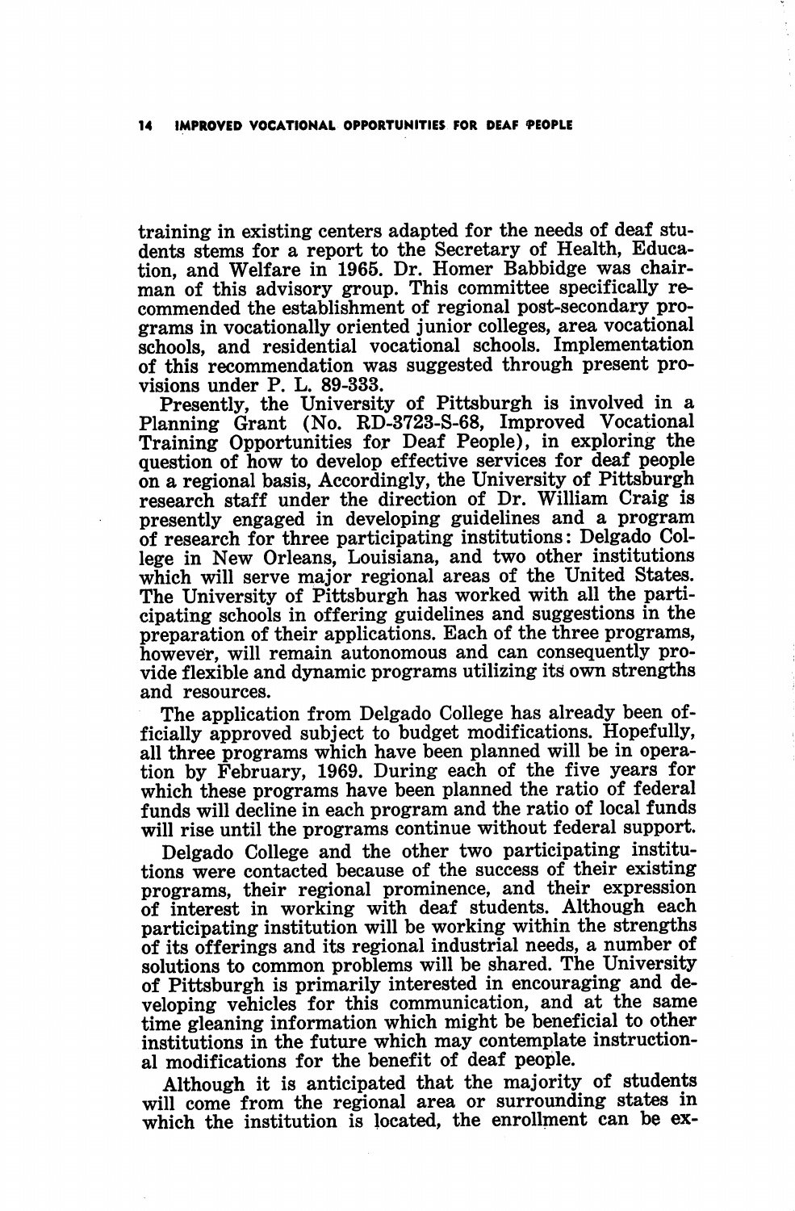training in existing centers adapted for the needs of deaf students stems for a report to the Secretary of Health, Education, and Welfare in 1965. Dr. Homer Babbidge was chairman of this advisory group. This committee specifically recommended the establishment of regional post-secondary programs in vocationally oriented junior colleges, area vocational schools, and residential vocational schools. Implementation of this recommendation was suggested through present provisions under P. L. 89-333.

Presently, the University of Pittsburgh is involved in a Planning Grant (No. RD-3723-S-68, Improved Vocational Training Opportunities for Deaf People), in exploring the question of how to develop effective services for deaf people on a regional basis, Accordingly, the University of Pittsburgh research staff under the direction of Dr. William Craig is presently engaged in developing guidelines and a program of research for three participating institutions: Delgado College in New Orleans, Louisiana, and two other institutions which will serve major regional areas of the United States. The University of Pittsburgh has worked with all the participating schools in offering guidelines and suggestions in the preparation of their applications. Each of the three programs, however, will remain autonomous and can consequently provide flexible and dynamic programs utilizing its own strengths and resources.

The application from Delgado College has already been officially approved subject to budget modifications. Hopefully, all three programs which have been planned will be in operation by February, 1969. During each of the five years for which these programs have been planned the ratio of federal funds will decline in each program and the ratio of local funds will rise until the programs continue without federal support.

Delgado College and the other two participating institutions were contacted because of the success of their existing programs, their regional prominence, and their expression of interest in working with deaf students. Although each participating institution will be working within the strengths of its offerings and its regional industrial needs, a number of solutions to common problems will be shared. The University of Pittsburgh is primarily interested in encouraging and developing vehicles for this communication, and at the same time gleaning information which might be beneficial to other institutions in the future which may contemplate instructional modifications for the benefit of deaf people.

Although it is anticipated that the majority of students will come from the regional area or surrounding states in which the institution is located, the enrollment can be ex-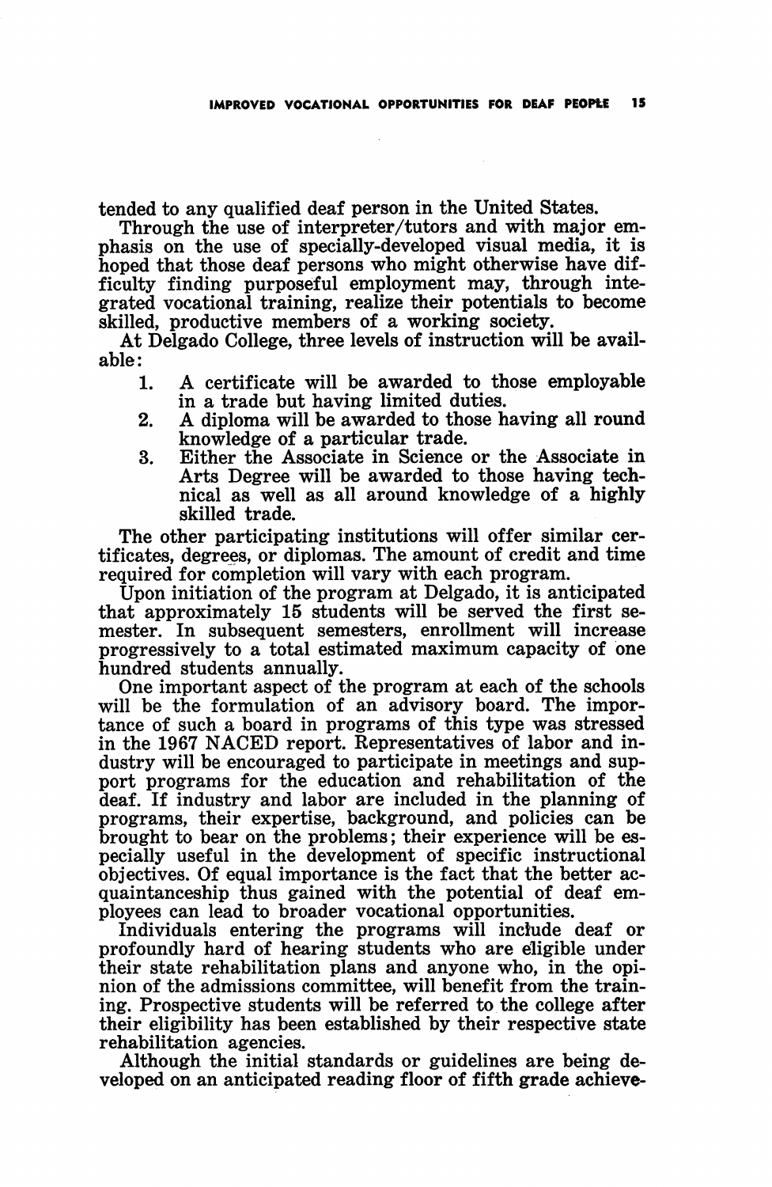tended to any qualified deaf person in the United States.

Through the use of interpreter/tutors and with major emphasis on the use of specially-developed visual media, it is hoped that those deaf persons who might otherwise have difficulty finding purposeful employment may, through integrated vocational training, realize their potentials to become skilled, productive members of a working society.

At Delgado College, three levels of instruction will be available:

1. A certificate will be awarded to those employable in a trade but having limited duties.
2. A diploma will be awarded to those having all round knowledge of a particular trade.
3. Either the Associate in Science or the Associate in Arts Degree will be awarded to those having technical as well as all around knowledge of a highly skilled trade.

The other participating institutions will offer similar certificates, degrees, or diplomas. The amount of credit and time required for completion will vary with each program.

Upon initiation of the program at Delgado, it is anticipated that approximately 15 students will be served the first semester. In subsequent semesters, enrollment will increase progressively to a total estimated maximum capacity of one hundred students annually.

One important aspect of the program at each of the schools will be the formulation of an advisory board. The importance of such a board in programs of this type was stressed in the 1967 NACED report. Representatives of labor and industry will be encouraged to participate in meetings and support programs for the education and rehabilitation of the deaf. If industry and labor are included in the planning of programs, their expertise, background, and policies can be brought to bear on the problems; their experience will be especially useful in the development of specific instructional objectives. Of equal importance is the fact that the better acquaintanceship thus gained with the potential of deaf employees can lead to broader vocational opportunities.

Individuals entering the programs will include deaf or profoundly hard of hearing students who are eligible under their state rehabilitation plans and anyone who, in the opinion of the admissions committee, will benefit from the training. Prospective students will be referred to the college after their eligibility has been established by their respective state rehabilitation agencies.

Although the initial standards or guidelines are being developed on an anticipated reading floor of fifth grade achieve-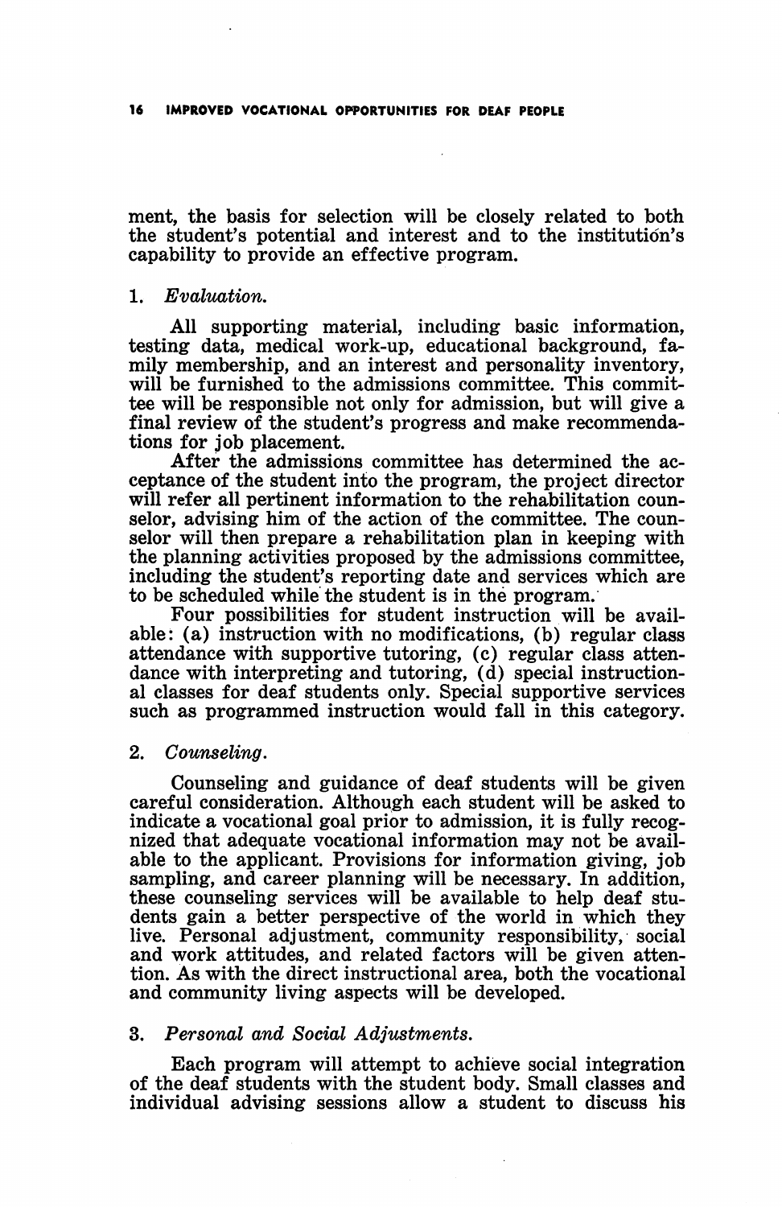ment, the basis for selection will be closely related to both the student's potential and interest and to the institution's capability to provide an effective program.

1. *Evaluation.*

All supporting material, including basic information, testing data, medical work-up, educational background, family membership, and an interest and personality inventory, will be furnished to the admissions committee. This committee will be responsible not only for admission, but will give a final review of the student's progress and make recommendations for job placement.

After the admissions committee has determined the acceptance of the student into the program, the project director will refer all pertinent information to the rehabilitation counselor, advising him of the action of the committee. The counselor will then prepare a rehabilitation plan in keeping with the planning activities proposed by the admissions committee, including the student's reporting date and services which are to be scheduled while the student is in the program.

Four possibilities for student instruction will be available: (a) instruction with no modifications, (b) regular class attendance with supportive tutoring, (c) regular class attendance with interpreting and tutoring, (d) special instructional classes for deaf students only. Special supportive services such as programmed instruction would fall in this category.

2. *Counseling.*

Counseling and guidance of deaf students will be given careful consideration. Although each student will be asked to indicate a vocational goal prior to admission, it is fully recognized that adequate vocational information may not be available to the applicant. Provisions for information giving, job sampling, and career planning will be necessary. In addition, these counseling services will be available to help deaf students gain a better perspective of the world in which they live. Personal adjustment, community responsibility, social and work attitudes, and related factors will be given attention. As with the direct instructional area, both the vocational and community living aspects will be developed.

3. *Personal and Social Adjustments.*

Each program will attempt to achieve social integration of the deaf students with the student body. Small classes and individual advising sessions allow a student to discuss his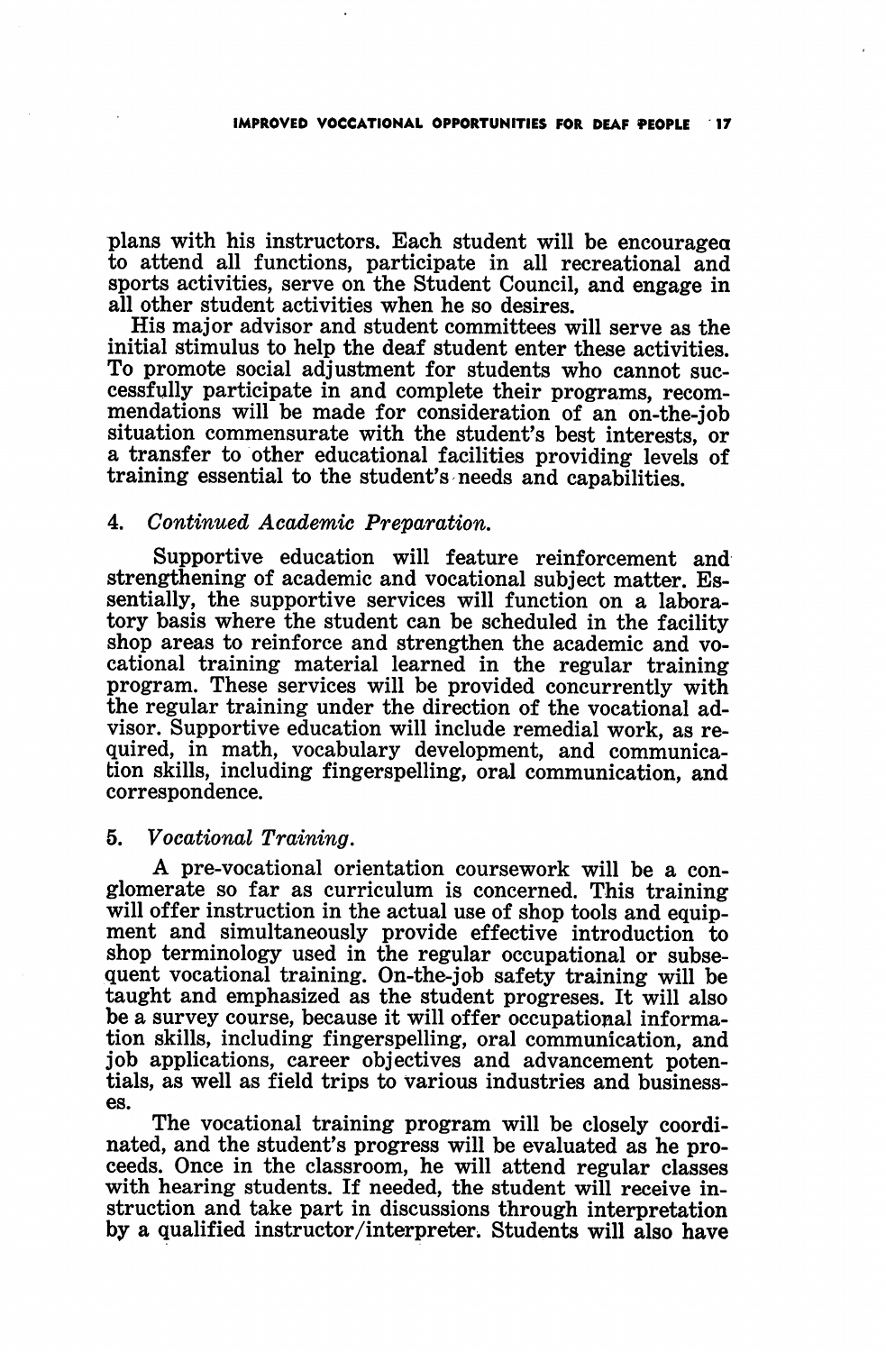plans with his instructors. Each student will be encouraged to attend all functions, participate in all recreational and sports activities, serve on the Student Council, and engage in all other student activities when he so desires.

His major advisor and student committees will serve as the initial stimulus to help the deaf student enter these activities. To promote social adjustment for students who cannot successfully participate in and complete their programs, recommendations will be made for consideration of an on-the-job situation commensurate with the student's best interests, or a transfer to other educational facilities providing levels of training essential to the student's needs and capabilities.

4. *Continued Academic Preparation.*

Supportive education will feature reinforcement and strengthening of academic and vocational subject matter. Essentially, the supportive services will function on a laboratory basis where the student can be scheduled in the facility shop areas to reinforce and strengthen the academic and vocational training material learned in the regular training program. These services will be provided concurrently with the regular training under the direction of the vocational advisor. Supportive education will include remedial work, as required, in math, vocabulary development, and communication skills, including fingerspelling, oral communication, and correspondence.

5. *Vocational Training.*

A pre-vocational orientation coursework will be a conglomerate so far as curriculum is concerned. This training will offer instruction in the actual use of shop tools and equipment and simultaneously provide effective introduction to shop terminology used in the regular occupational or subsequent vocational training. On-the-job safety training will be taught and emphasized as the student progreses. It will also be a survey course, because it will offer occupational information skills, including fingerspelling, oral communication, and job applications, career objectives and advancement potentials, as well as field trips to various industries and businesses.

The vocational training program will be closely coordinated, and the student's progress will be evaluated as he proceeds. Once in the classroom, he will attend regular classes with hearing students. If needed, the student will receive instruction and take part in discussions through interpretation by a qualified instructor/interpreter. Students will also have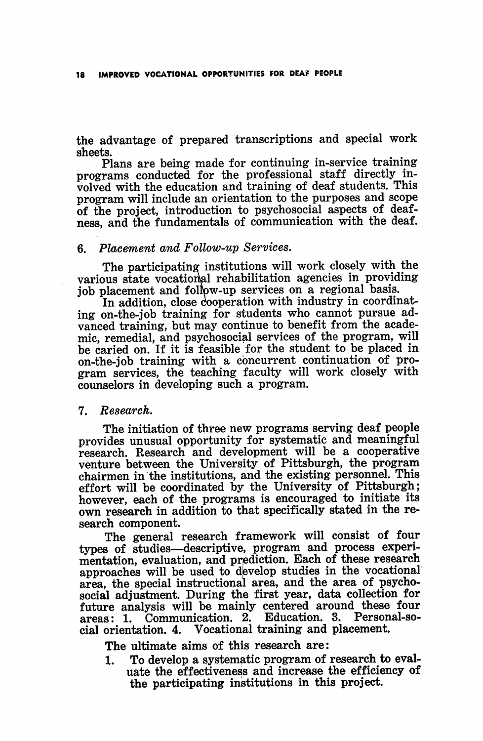the advantage of prepared transcriptions and special work sheets.

Plans are being made for continuing in-service training programs conducted for the professional staff directly involved with the education and training of deaf students. This program will include an orientation to the purposes and scope of the project, introduction to psychosocial aspects of deafness, and the fundamentals of communication with the deaf.

6. *Placement and Follow-up Services.*

The participating institutions will work closely with the various state vocational rehabilitation agencies in providing job placement and follow-up services on a regional basis.

In addition, close cooperation with industry in coordinating on-the-job training for students who cannot pursue advanced training, but may continue to benefit from the academic, remedial, and psychosocial services of the program, will be caried on. If it is feasible for the student to be placed in on-the-job training with a concurrent continuation of program services, the teaching faculty will work closely with counselors in developing such a program.

7. *Research.*

The initiation of three new programs serving deaf people provides unusual opportunity for systematic and meaningful research. Research and development will be a cooperative venture between the University of Pittsburgh, the program chairmen in the institutions, and the existing personnel. This effort will be coordinated by the University of Pittsburgh; however, each of the programs is encouraged to initiate its own research in addition to that specifically stated in the research component.

The general research framework will consist of four types of studies—descriptive, program and process experimentation, evaluation, and prediction. Each of these research approaches will be used to develop studies in the vocational area, the special instructional area, and the area of psychosocial adjustment. During the first year, data collection for future analysis will be mainly centered around these four areas: 1. Communication. 2. Education. 3. Personal-social orientation. 4. Vocational training and placement.

The ultimate aims of this research are:

1. To develop a systematic program of research to evaluate the effectiveness and increase the efficiency of the participating institutions in this project.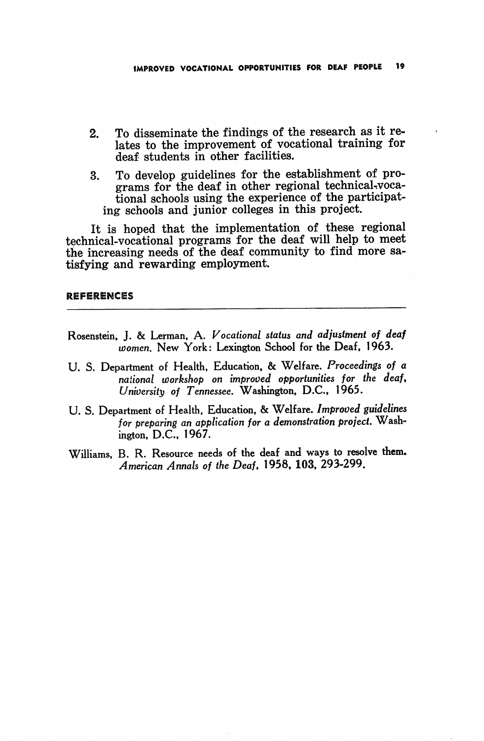2. To disseminate the findings of the research as it relates to the improvement of vocational training for deaf students in other facilities.

3. To develop guidelines for the establishment of programs for the deaf in other regional technical-vocational schools using the experience of the participating schools and junior colleges in this project.

It is hoped that the implementation of these regional technical-vocational programs for the deaf will help to meet the increasing needs of the deaf community to find more satisfying and rewarding employment.

## REFERENCES

Rosenstein, J. & Lerman, A. *Vocational status and adjustment of deaf women.* New York: Lexington School for the Deaf, 1963.

U. S. Department of Health, Education, & Welfare. *Proceedings of a national workshop on improved opportunities for the deaf, University of Tennessee.* Washington, D.C., 1965.

U. S. Department of Health, Education, & Welfare. *Improved guidelines for preparing an application for a demonstration project.* Washington, D.C., 1967.

Williams, B. R. Resource needs of the deaf and ways to resolve them. *American Annals of the Deaf,* 1958, **103**, 293-299.